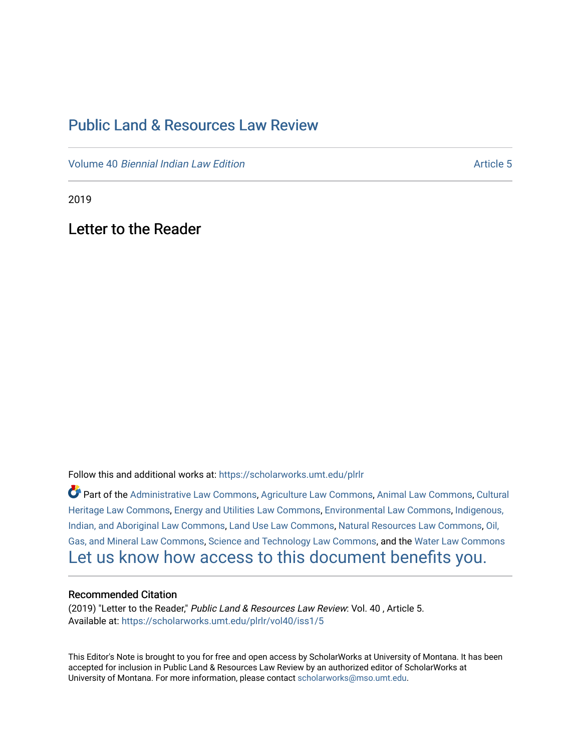# Public Land & Resources Law Review

Volume 40 *Biennial Indian Law Edition* Article 5

2019

## Letter to the Reader

Follow this and additional works at: https://scholarworks.umt.edu/plrlr

Part of the Administrative Law Commons, Agriculture Law Commons, Animal Law Commons, Cultural Heritage Law Commons, Energy and Utilities Law Commons, Environmental Law Commons, Indigenous, Indian, and Aboriginal Law Commons, Land Use Law Commons, Natural Resources Law Commons, Oil, Gas, and Mineral Law Commons, Science and Technology Law Commons, and the Water Law Commons

Let us know how access to this document benefits you.

### Recommended Citation

(2019) "Letter to the Reader," *Public Land & Resources Law Review*: Vol. 40 , Article 5.
Available at: https://scholarworks.umt.edu/plrlr/vol40/iss1/5

This Editor's Note is brought to you for free and open access by ScholarWorks at University of Montana. It has been accepted for inclusion in Public Land & Resources Law Review by an authorized editor of ScholarWorks at University of Montana. For more information, please contact scholarworks@mso.umt.edu.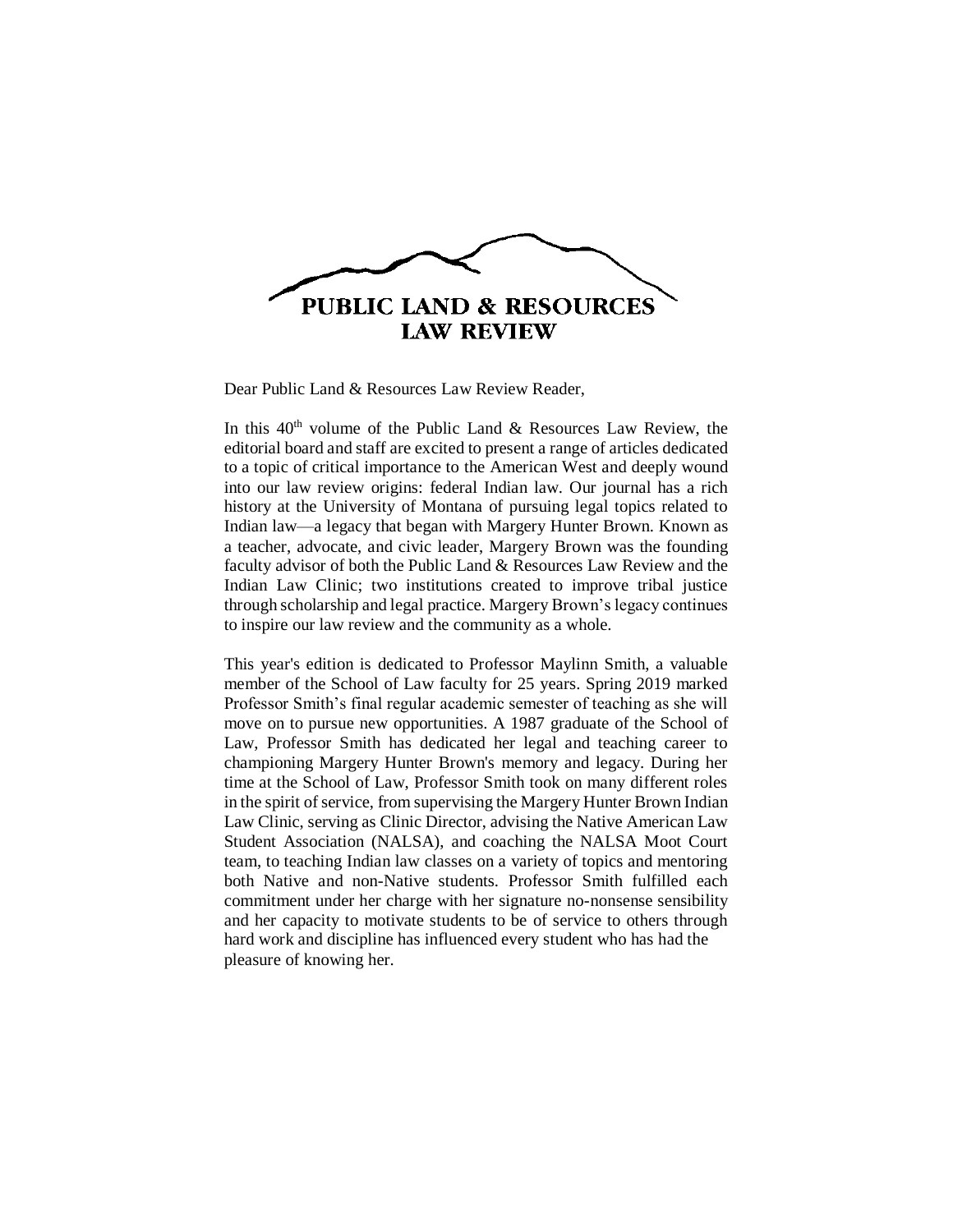# PUBLIC LAND & RESOURCES LAW REVIEW

Dear Public Land & Resources Law Review Reader,

In this 40th volume of the Public Land & Resources Law Review, the editorial board and staff are excited to present a range of articles dedicated to a topic of critical importance to the American West and deeply wound into our law review origins: federal Indian law. Our journal has a rich history at the University of Montana of pursuing legal topics related to Indian law—a legacy that began with Margery Hunter Brown. Known as a teacher, advocate, and civic leader, Margery Brown was the founding faculty advisor of both the Public Land & Resources Law Review and the Indian Law Clinic; two institutions created to improve tribal justice through scholarship and legal practice. Margery Brown's legacy continues to inspire our law review and the community as a whole.

This year's edition is dedicated to Professor Maylinn Smith, a valuable member of the School of Law faculty for 25 years. Spring 2019 marked Professor Smith's final regular academic semester of teaching as she will move on to pursue new opportunities. A 1987 graduate of the School of Law, Professor Smith has dedicated her legal and teaching career to championing Margery Hunter Brown's memory and legacy. During her time at the School of Law, Professor Smith took on many different roles in the spirit of service, from supervising the Margery Hunter Brown Indian Law Clinic, serving as Clinic Director, advising the Native American Law Student Association (NALSA), and coaching the NALSA Moot Court team, to teaching Indian law classes on a variety of topics and mentoring both Native and non-Native students. Professor Smith fulfilled each commitment under her charge with her signature no-nonsense sensibility and her capacity to motivate students to be of service to others through hard work and discipline has influenced every student who has had the pleasure of knowing her.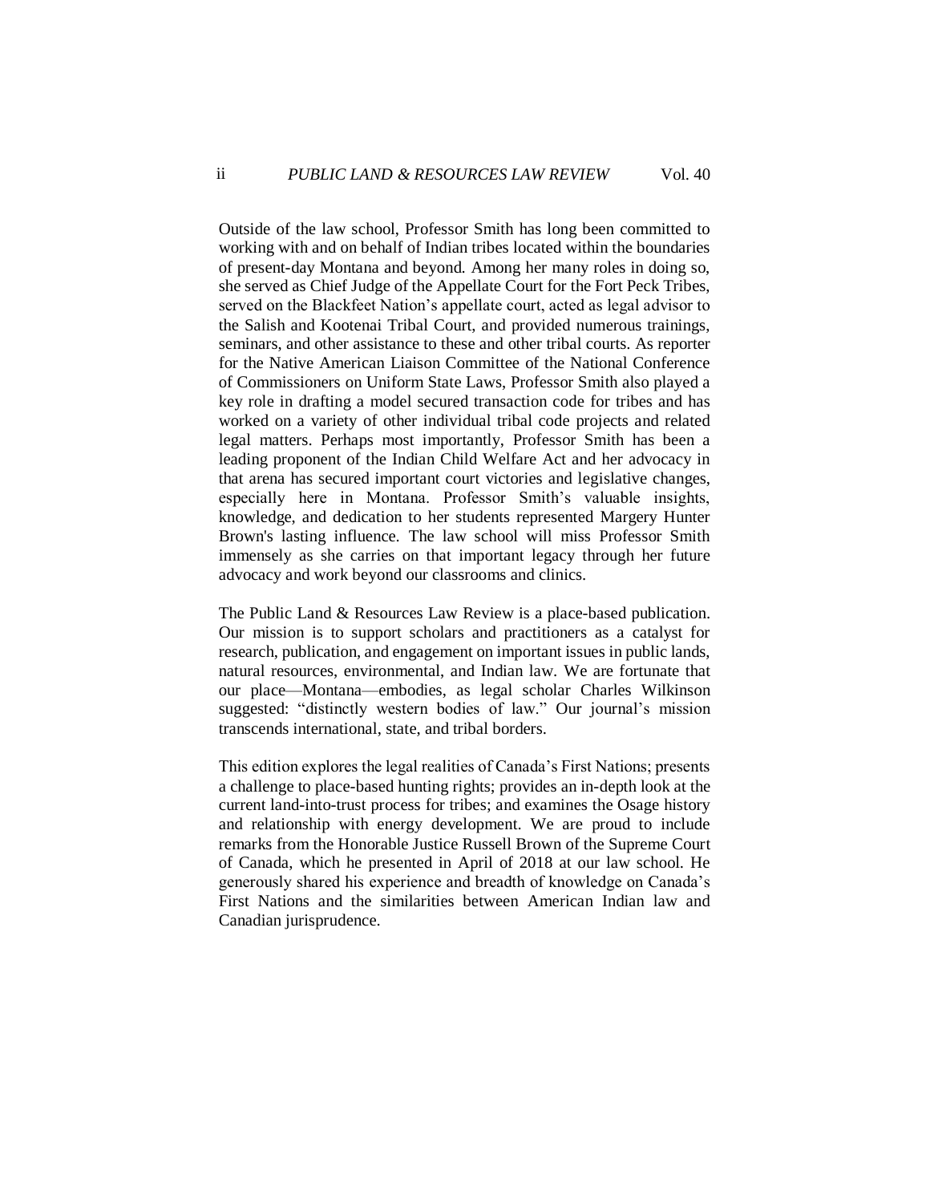Outside of the law school, Professor Smith has long been committed to working with and on behalf of Indian tribes located within the boundaries of present-day Montana and beyond. Among her many roles in doing so, she served as Chief Judge of the Appellate Court for the Fort Peck Tribes, served on the Blackfeet Nation's appellate court, acted as legal advisor to the Salish and Kootenai Tribal Court, and provided numerous trainings, seminars, and other assistance to these and other tribal courts. As reporter for the Native American Liaison Committee of the National Conference of Commissioners on Uniform State Laws, Professor Smith also played a key role in drafting a model secured transaction code for tribes and has worked on a variety of other individual tribal code projects and related legal matters. Perhaps most importantly, Professor Smith has been a leading proponent of the Indian Child Welfare Act and her advocacy in that arena has secured important court victories and legislative changes, especially here in Montana. Professor Smith's valuable insights, knowledge, and dedication to her students represented Margery Hunter Brown's lasting influence. The law school will miss Professor Smith immensely as she carries on that important legacy through her future advocacy and work beyond our classrooms and clinics.

The Public Land & Resources Law Review is a place-based publication. Our mission is to support scholars and practitioners as a catalyst for research, publication, and engagement on important issues in public lands, natural resources, environmental, and Indian law. We are fortunate that our place—Montana—embodies, as legal scholar Charles Wilkinson suggested: "distinctly western bodies of law." Our journal's mission transcends international, state, and tribal borders.

This edition explores the legal realities of Canada's First Nations; presents a challenge to place-based hunting rights; provides an in-depth look at the current land-into-trust process for tribes; and examines the Osage history and relationship with energy development. We are proud to include remarks from the Honorable Justice Russell Brown of the Supreme Court of Canada, which he presented in April of 2018 at our law school. He generously shared his experience and breadth of knowledge on Canada's First Nations and the similarities between American Indian law and Canadian jurisprudence.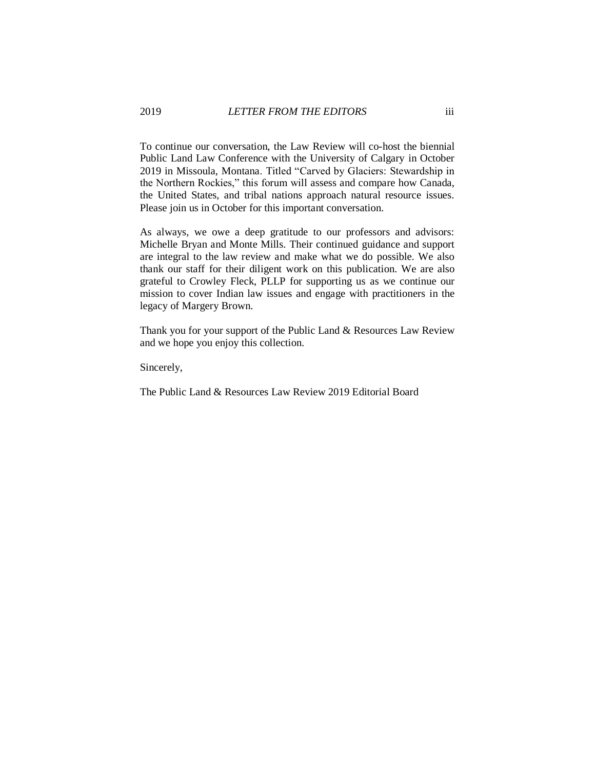To continue our conversation, the Law Review will co-host the biennial Public Land Law Conference with the University of Calgary in October 2019 in Missoula, Montana. Titled "Carved by Glaciers: Stewardship in the Northern Rockies," this forum will assess and compare how Canada, the United States, and tribal nations approach natural resource issues. Please join us in October for this important conversation.

As always, we owe a deep gratitude to our professors and advisors: Michelle Bryan and Monte Mills. Their continued guidance and support are integral to the law review and make what we do possible. We also thank our staff for their diligent work on this publication. We are also grateful to Crowley Fleck, PLLP for supporting us as we continue our mission to cover Indian law issues and engage with practitioners in the legacy of Margery Brown.

Thank you for your support of the Public Land & Resources Law Review and we hope you enjoy this collection.

Sincerely,

The Public Land & Resources Law Review 2019 Editorial Board